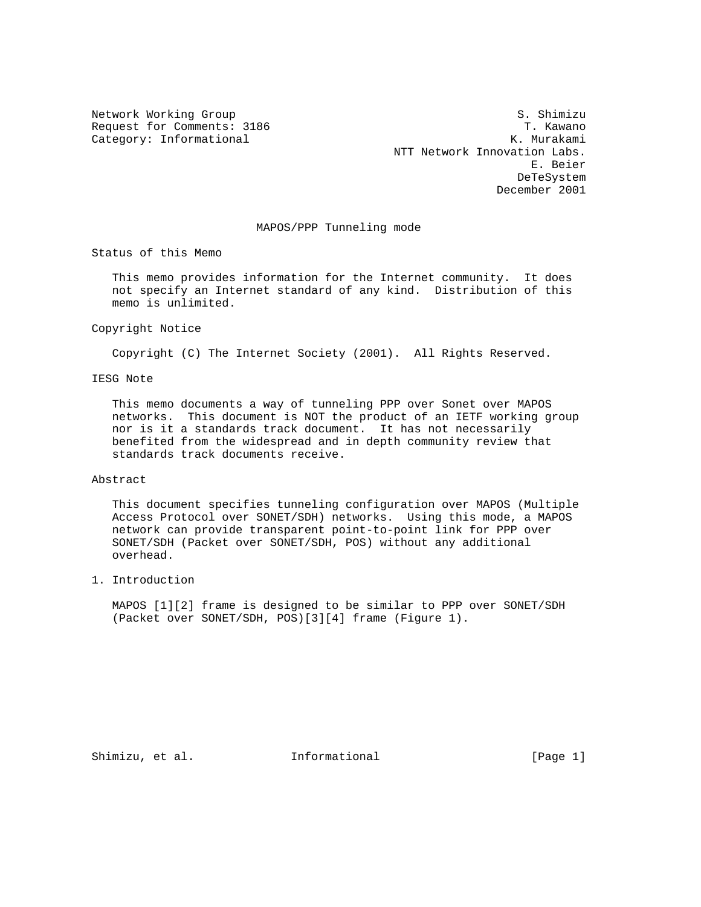Network Working Group S. Shimizu
Request for Comments: 3186 T. Kawano
Category: Informational K. Murakami
NTT Network Innovation Labs.
E. Beier
DeTeSystem
December 2001

# MAPOS/PPP Tunneling mode

## Status of this Memo

This memo provides information for the Internet community. It does not specify an Internet standard of any kind. Distribution of this memo is unlimited.

## Copyright Notice

Copyright (C) The Internet Society (2001). All Rights Reserved.

## IESG Note

This memo documents a way of tunneling PPP over Sonet over MAPOS networks. This document is NOT the product of an IETF working group nor is it a standards track document. It has not necessarily benefited from the widespread and in depth community review that standards track documents receive.

## Abstract

This document specifies tunneling configuration over MAPOS (Multiple Access Protocol over SONET/SDH) networks. Using this mode, a MAPOS network can provide transparent point-to-point link for PPP over SONET/SDH (Packet over SONET/SDH, POS) without any additional overhead.

## 1. Introduction

MAPOS [1][2] frame is designed to be similar to PPP over SONET/SDH (Packet over SONET/SDH, POS)[3][4] frame (Figure 1).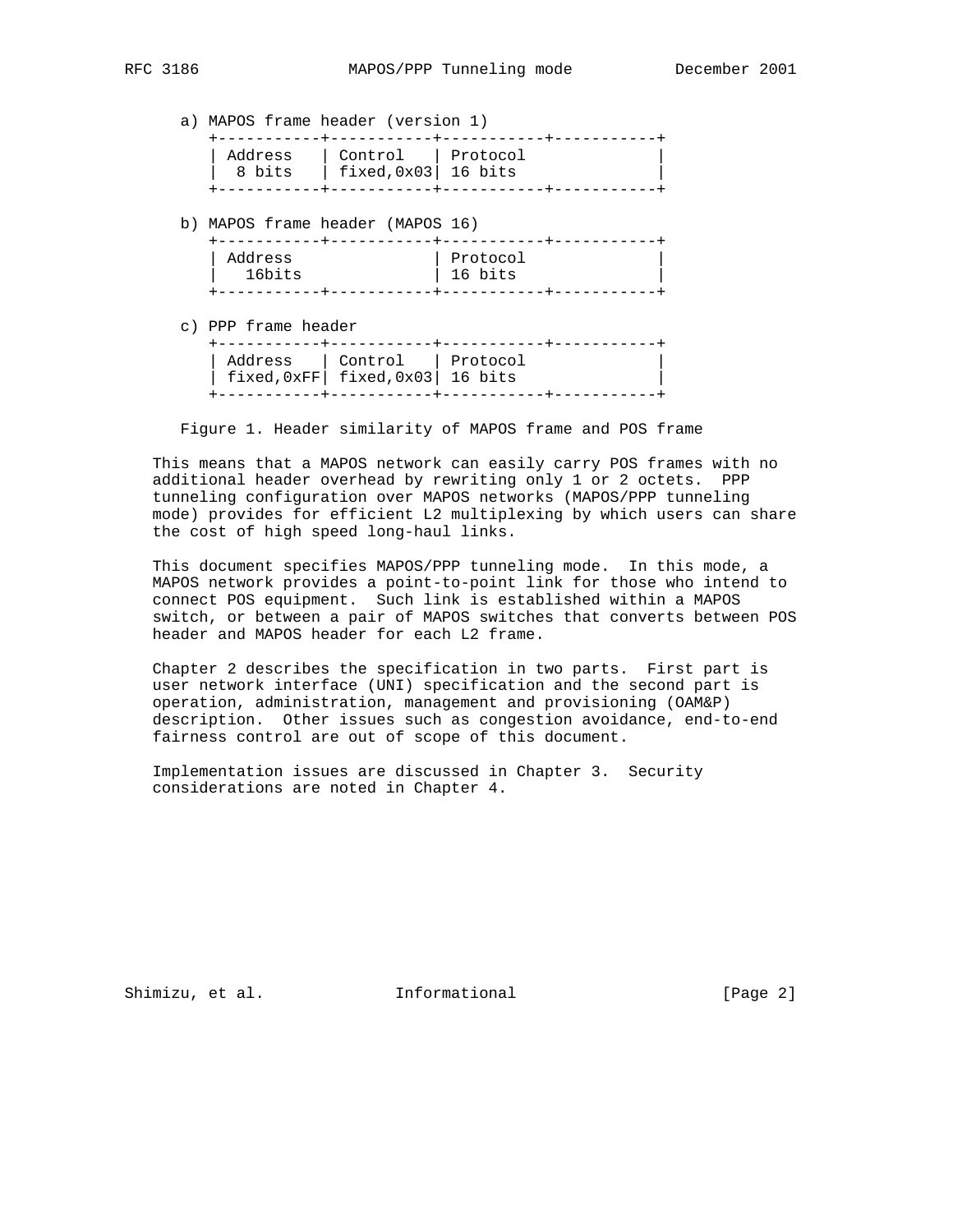a) MAPOS frame header (version 1)

```
   +-----------+-----------+-----------+-----------+
   | Address   | Control   | Protocol              |
   |  8 bits   | fixed,0x03| 16 bits               |
   +-----------+-----------+-----------+-----------+
```

b) MAPOS frame header (MAPOS 16)

```
   +-----------+-----------+-----------+-----------+
   | Address               | Protocol              |
   |   16bits              | 16 bits               |
   +-----------+-----------+-----------+-----------+
```

c) PPP frame header

```
   +-----------+-----------+-----------+-----------+
   | Address   | Control   | Protocol              |
   | fixed,0xFF| fixed,0x03| 16 bits               |
   +-----------+-----------+-----------+-----------+
```

Figure 1. Header similarity of MAPOS frame and POS frame

This means that a MAPOS network can easily carry POS frames with no additional header overhead by rewriting only 1 or 2 octets. PPP tunneling configuration over MAPOS networks (MAPOS/PPP tunneling mode) provides for efficient L2 multiplexing by which users can share the cost of high speed long-haul links.

This document specifies MAPOS/PPP tunneling mode. In this mode, a MAPOS network provides a point-to-point link for those who intend to connect POS equipment. Such link is established within a MAPOS switch, or between a pair of MAPOS switches that converts between POS header and MAPOS header for each L2 frame.

Chapter 2 describes the specification in two parts. First part is user network interface (UNI) specification and the second part is operation, administration, management and provisioning (OAM&P) description. Other issues such as congestion avoidance, end-to-end fairness control are out of scope of this document.

Implementation issues are discussed in Chapter 3. Security considerations are noted in Chapter 4.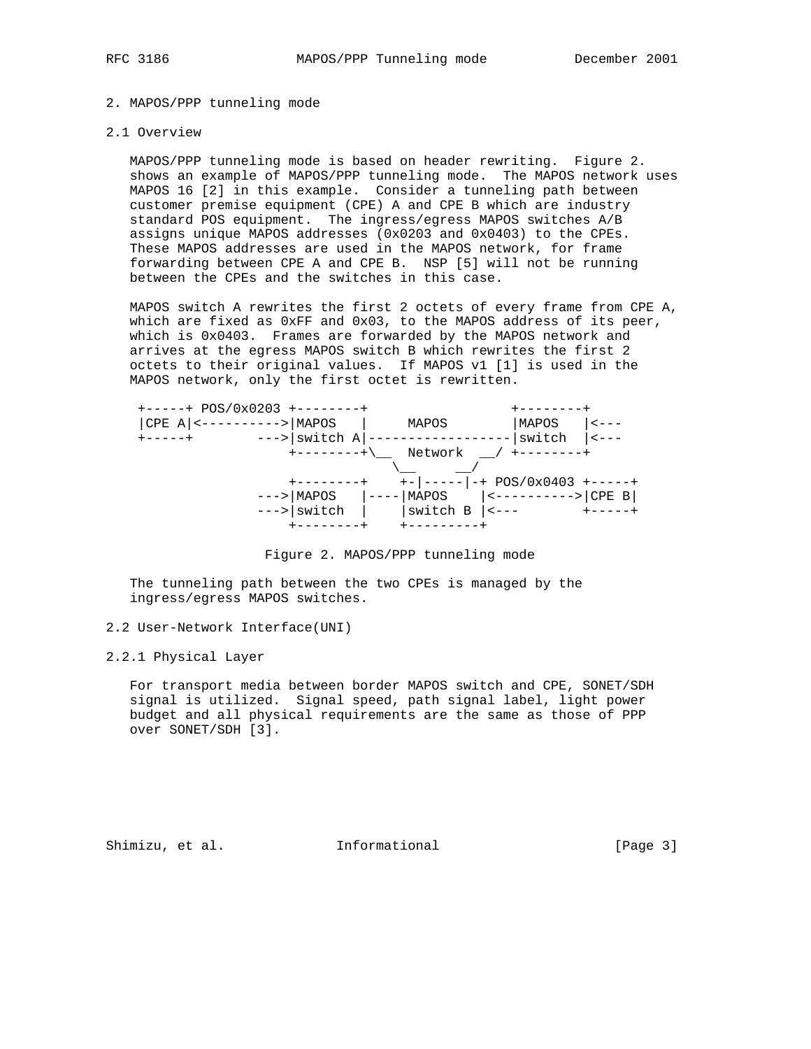## 2. MAPOS/PPP tunneling mode

### 2.1 Overview

MAPOS/PPP tunneling mode is based on header rewriting. Figure 2. shows an example of MAPOS/PPP tunneling mode. The MAPOS network uses MAPOS 16 [2] in this example. Consider a tunneling path between customer premise equipment (CPE) A and CPE B which are industry standard POS equipment. The ingress/egress MAPOS switches A/B assigns unique MAPOS addresses (0x0203 and 0x0403) to the CPEs. These MAPOS addresses are used in the MAPOS network, for frame forwarding between CPE A and CPE B. NSP [5] will not be running between the CPEs and the switches in this case.

MAPOS switch A rewrites the first 2 octets of every frame from CPE A, which are fixed as 0xFF and 0x03, to the MAPOS address of its peer, which is 0x0403. Frames are forwarded by the MAPOS network and arrives at the egress MAPOS switch B which rewrites the first 2 octets to their original values. If MAPOS v1 [1] is used in the MAPOS network, only the first octet is rewritten.

```
 +-----+ POS/0x0203 +--------+                  +--------+
 |CPE A|<---------->|MAPOS   |     MAPOS        |MAPOS   |<---
 +-----+        --->|switch A|------------------|switch  |<---
                    +--------+\__  Network  __/ +--------+
                                 \__      __/
                    +--------+    +-|-----|-+ POS/0x0403 +-----+
                --->|MAPOS   |----|MAPOS    |<---------->|CPE B|
                --->|switch  |    |switch B |<---        +-----+
                    +--------+    +---------+
```

Figure 2. MAPOS/PPP tunneling mode

The tunneling path between the two CPEs is managed by the ingress/egress MAPOS switches.

### 2.2 User-Network Interface(UNI)

#### 2.2.1 Physical Layer

For transport media between border MAPOS switch and CPE, SONET/SDH signal is utilized. Signal speed, path signal label, light power budget and all physical requirements are the same as those of PPP over SONET/SDH [3].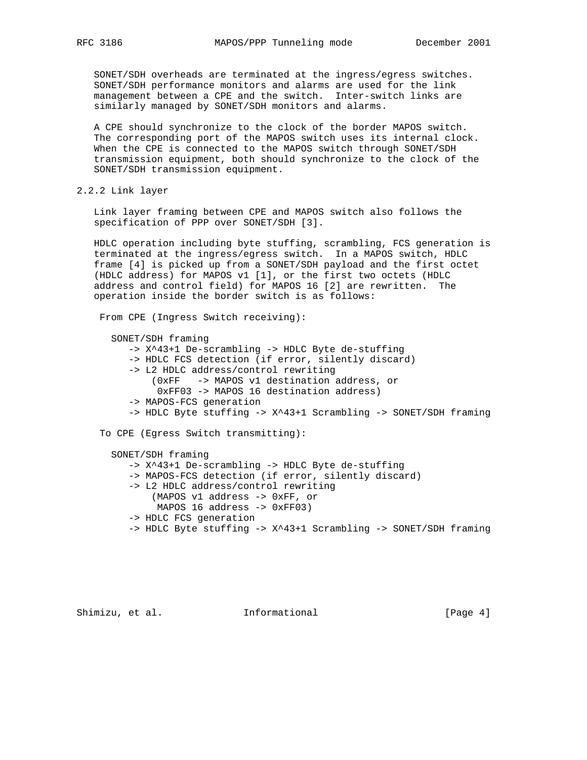SONET/SDH overheads are terminated at the ingress/egress switches. SONET/SDH performance monitors and alarms are used for the link management between a CPE and the switch. Inter-switch links are similarly managed by SONET/SDH monitors and alarms.

A CPE should synchronize to the clock of the border MAPOS switch. The corresponding port of the MAPOS switch uses its internal clock. When the CPE is connected to the MAPOS switch through SONET/SDH transmission equipment, both should synchronize to the clock of the SONET/SDH transmission equipment.

### 2.2.2 Link layer

Link layer framing between CPE and MAPOS switch also follows the specification of PPP over SONET/SDH [3].

HDLC operation including byte stuffing, scrambling, FCS generation is terminated at the ingress/egress switch. In a MAPOS switch, HDLC frame [4] is picked up from a SONET/SDH payload and the first octet (HDLC address) for MAPOS v1 [1], or the first two octets (HDLC address and control field) for MAPOS 16 [2] are rewritten. The operation inside the border switch is as follows:

From CPE (Ingress Switch receiving):

```
SONET/SDH framing
   -> X^43+1 De-scrambling -> HDLC Byte de-stuffing
   -> HDLC FCS detection (if error, silently discard)
   -> L2 HDLC address/control rewriting
       (0xFF   -> MAPOS v1 destination address, or
        0xFF03 -> MAPOS 16 destination address)
   -> MAPOS-FCS generation
   -> HDLC Byte stuffing -> X^43+1 Scrambling -> SONET/SDH framing
```

To CPE (Egress Switch transmitting):

```
SONET/SDH framing
   -> X^43+1 De-scrambling -> HDLC Byte de-stuffing
   -> MAPOS-FCS detection (if error, silently discard)
   -> L2 HDLC address/control rewriting
       (MAPOS v1 address -> 0xFF, or
        MAPOS 16 address -> 0xFF03)
   -> HDLC FCS generation
   -> HDLC Byte stuffing -> X^43+1 Scrambling -> SONET/SDH framing
```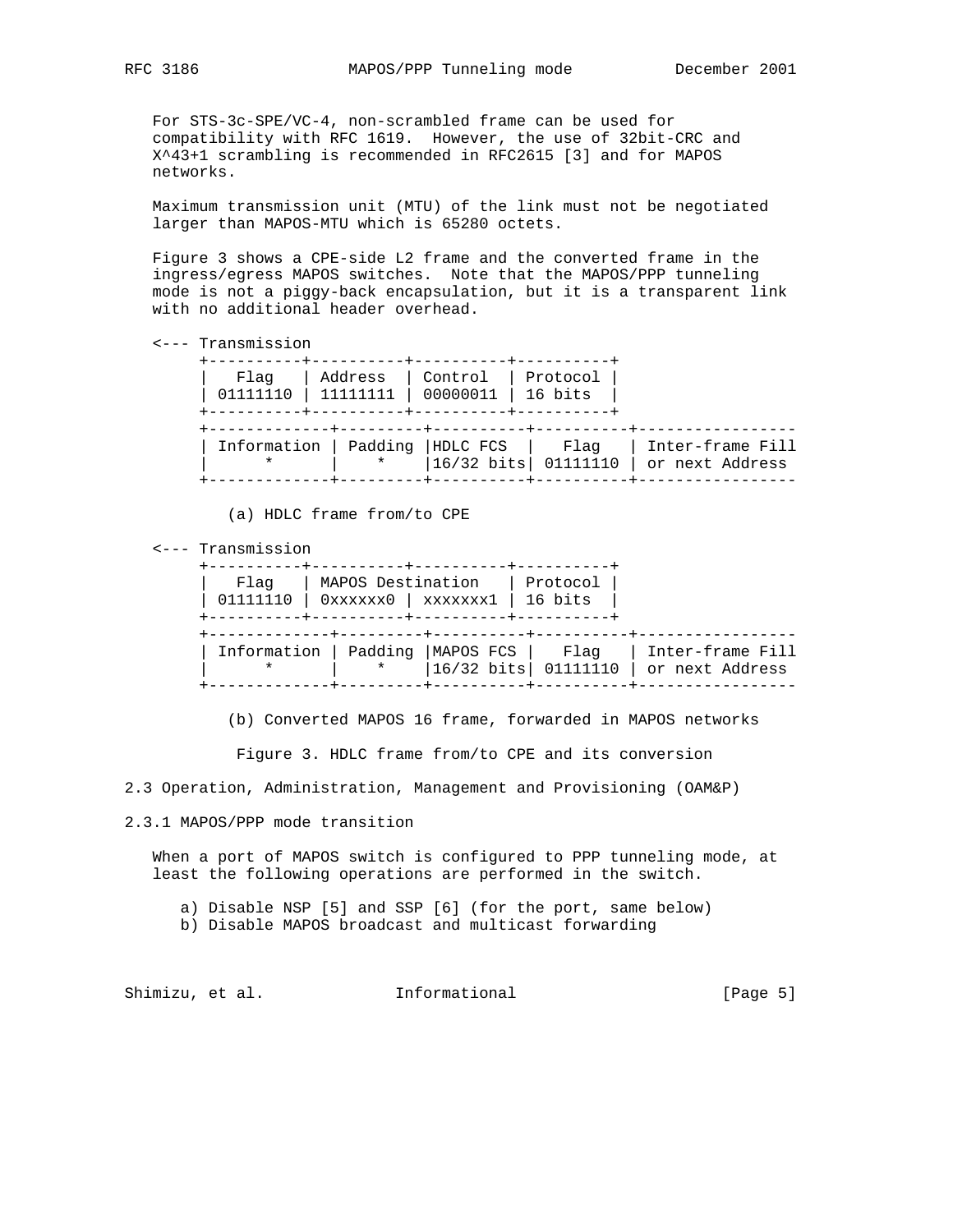For STS-3c-SPE/VC-4, non-scrambled frame can be used for compatibility with RFC 1619. However, the use of 32bit-CRC and X^43+1 scrambling is recommended in RFC2615 [3] and for MAPOS networks.

Maximum transmission unit (MTU) of the link must not be negotiated larger than MAPOS-MTU which is 65280 octets.

Figure 3 shows a CPE-side L2 frame and the converted frame in the ingress/egress MAPOS switches. Note that the MAPOS/PPP tunneling mode is not a piggy-back encapsulation, but it is a transparent link with no additional header overhead.

```
<--- Transmission
     +----------+----------+----------+----------+
     |   Flag   | Address  | Control  | Protocol |
     | 01111110 | 11111111 | 00000011 | 16 bits  |
     +----------+----------+----------+----------+
     +-------------+---------+----------+----------+-----------------
     | Information | Padding |HDLC FCS  |   Flag   | Inter-frame Fill
     |      *      |    *    |16/32 bits| 01111110 | or next Address
     +-------------+---------+----------+----------+-----------------

         (a) HDLC frame from/to CPE

<--- Transmission
     +----------+----------+----------+----------+
     |   Flag   | MAPOS Destination   | Protocol |
     | 01111110 | 0xxxxxx0 | xxxxxxx1 | 16 bits  |
     +----------+----------+----------+----------+
     +-------------+---------+----------+----------+-----------------
     | Information | Padding |MAPOS FCS |   Flag   | Inter-frame Fill
     |      *      |    *    |16/32 bits| 01111110 | or next Address
     +-------------+---------+----------+----------+-----------------

         (b) Converted MAPOS 16 frame, forwarded in MAPOS networks

          Figure 3. HDLC frame from/to CPE and its conversion
```

## 2.3 Operation, Administration, Management and Provisioning (OAM&P)

### 2.3.1 MAPOS/PPP mode transition

When a port of MAPOS switch is configured to PPP tunneling mode, at least the following operations are performed in the switch.

a) Disable NSP [5] and SSP [6] (for the port, same below)
b) Disable MAPOS broadcast and multicast forwarding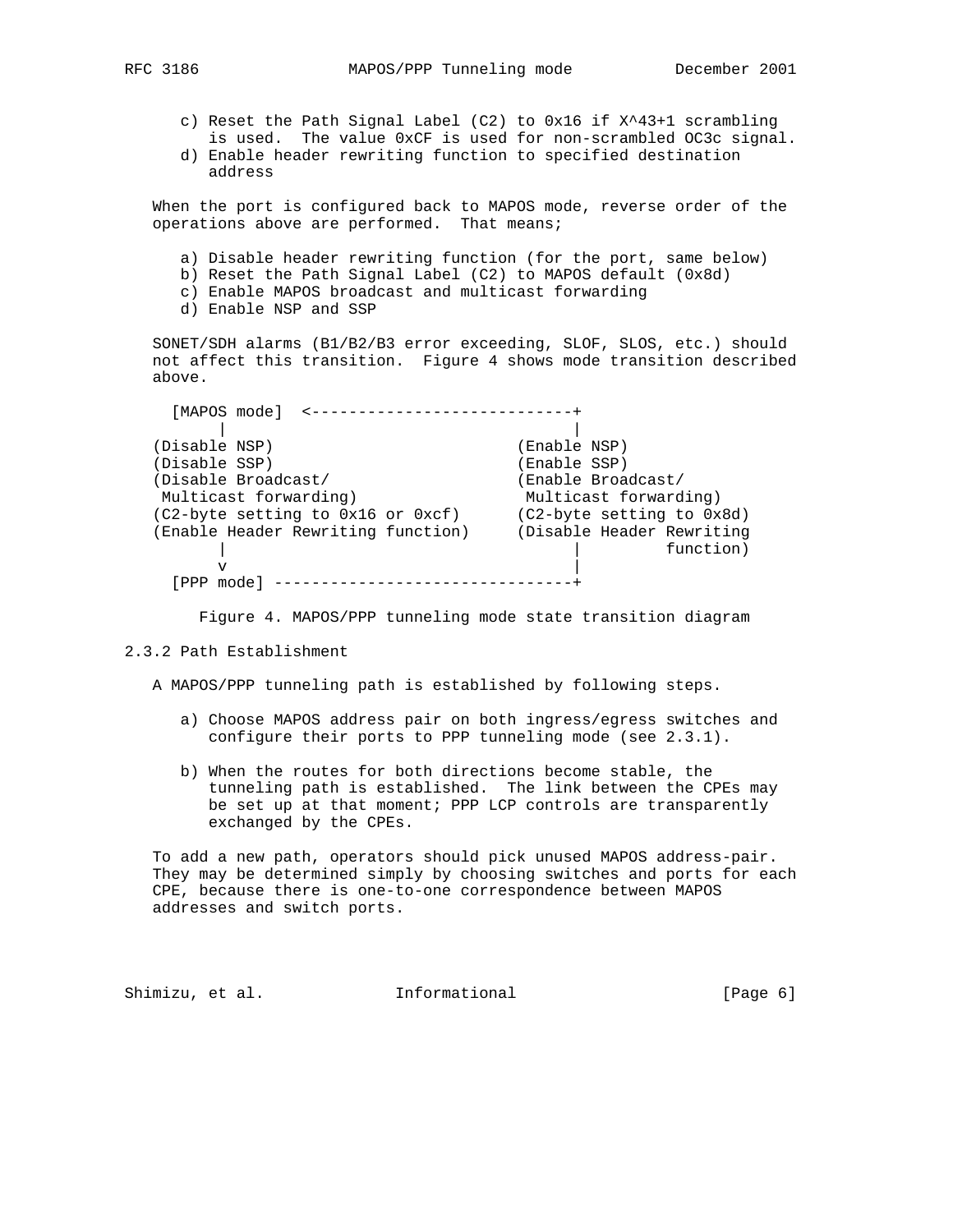c) Reset the Path Signal Label (C2) to 0x16 if X^43+1 scrambling is used. The value 0xCF is used for non-scrambled OC3c signal.
d) Enable header rewriting function to specified destination address

When the port is configured back to MAPOS mode, reverse order of the operations above are performed. That means;

a) Disable header rewriting function (for the port, same below)
b) Reset the Path Signal Label (C2) to MAPOS default (0x8d)
c) Enable MAPOS broadcast and multicast forwarding
d) Enable NSP and SSP

SONET/SDH alarms (B1/B2/B3 error exceeding, SLOF, SLOS, etc.) should not affect this transition. Figure 4 shows mode transition described above.

```
  [MAPOS mode]  <----------------------------+
       |                                     |
(Disable NSP)                          (Enable NSP)
(Disable SSP)                          (Enable SSP)
(Disable Broadcast/                    (Enable Broadcast/
 Multicast forwarding)                  Multicast forwarding)
(C2-byte setting to 0x16 or 0xcf)      (C2-byte setting to 0x8d)
(Enable Header Rewriting function)     (Disable Header Rewriting
       |                                     |          function)
       v                                     |
  [PPP mode] --------------------------------+
```

Figure 4. MAPOS/PPP tunneling mode state transition diagram

### 2.3.2 Path Establishment

A MAPOS/PPP tunneling path is established by following steps.

a) Choose MAPOS address pair on both ingress/egress switches and configure their ports to PPP tunneling mode (see 2.3.1).

b) When the routes for both directions become stable, the tunneling path is established. The link between the CPEs may be set up at that moment; PPP LCP controls are transparently exchanged by the CPEs.

To add a new path, operators should pick unused MAPOS address-pair. They may be determined simply by choosing switches and ports for each CPE, because there is one-to-one correspondence between MAPOS addresses and switch ports.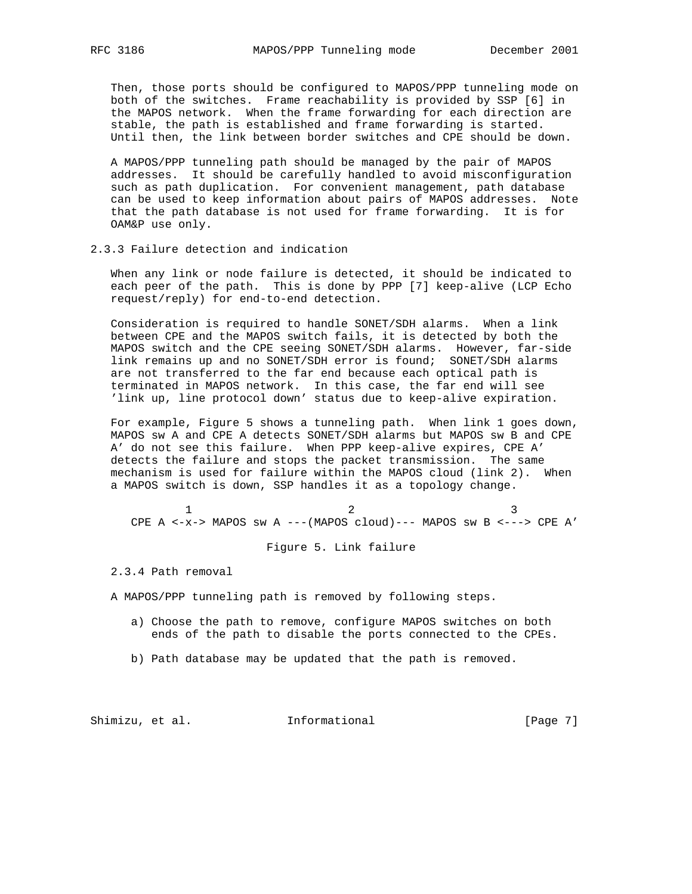Then, those ports should be configured to MAPOS/PPP tunneling mode on both of the switches. Frame reachability is provided by SSP [6] in the MAPOS network. When the frame forwarding for each direction are stable, the path is established and frame forwarding is started. Until then, the link between border switches and CPE should be down.

A MAPOS/PPP tunneling path should be managed by the pair of MAPOS addresses. It should be carefully handled to avoid misconfiguration such as path duplication. For convenient management, path database can be used to keep information about pairs of MAPOS addresses. Note that the path database is not used for frame forwarding. It is for OAM&P use only.

### 2.3.3 Failure detection and indication

When any link or node failure is detected, it should be indicated to each peer of the path. This is done by PPP [7] keep-alive (LCP Echo request/reply) for end-to-end detection.

Consideration is required to handle SONET/SDH alarms. When a link between CPE and the MAPOS switch fails, it is detected by both the MAPOS switch and the CPE seeing SONET/SDH alarms. However, far-side link remains up and no SONET/SDH error is found; SONET/SDH alarms are not transferred to the far end because each optical path is terminated in MAPOS network. In this case, the far end will see 'link up, line protocol down' status due to keep-alive expiration.

For example, Figure 5 shows a tunneling path. When link 1 goes down, MAPOS sw A and CPE A detects SONET/SDH alarms but MAPOS sw B and CPE A' do not see this failure. When PPP keep-alive expires, CPE A' detects the failure and stops the packet transmission. The same mechanism is used for failure within the MAPOS cloud (link 2). When a MAPOS switch is down, SSP handles it as a topology change.

```
          1                        2                        3
CPE A <-x-> MAPOS sw A ---(MAPOS cloud)--- MAPOS sw B <---> CPE A'
```

Figure 5. Link failure

### 2.3.4 Path removal

A MAPOS/PPP tunneling path is removed by following steps.

a) Choose the path to remove, configure MAPOS switches on both ends of the path to disable the ports connected to the CPEs.

b) Path database may be updated that the path is removed.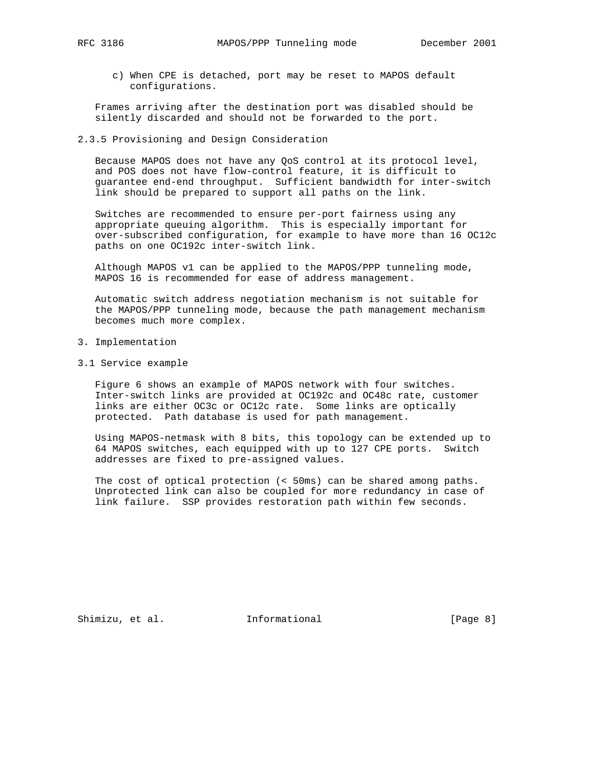c) When CPE is detached, port may be reset to MAPOS default configurations.

Frames arriving after the destination port was disabled should be silently discarded and should not be forwarded to the port.

### 2.3.5 Provisioning and Design Consideration

Because MAPOS does not have any QoS control at its protocol level, and POS does not have flow-control feature, it is difficult to guarantee end-end throughput. Sufficient bandwidth for inter-switch link should be prepared to support all paths on the link.

Switches are recommended to ensure per-port fairness using any appropriate queuing algorithm. This is especially important for over-subscribed configuration, for example to have more than 16 OC12c paths on one OC192c inter-switch link.

Although MAPOS v1 can be applied to the MAPOS/PPP tunneling mode, MAPOS 16 is recommended for ease of address management.

Automatic switch address negotiation mechanism is not suitable for the MAPOS/PPP tunneling mode, because the path management mechanism becomes much more complex.

# 3. Implementation

## 3.1 Service example

Figure 6 shows an example of MAPOS network with four switches. Inter-switch links are provided at OC192c and OC48c rate, customer links are either OC3c or OC12c rate. Some links are optically protected. Path database is used for path management.

Using MAPOS-netmask with 8 bits, this topology can be extended up to 64 MAPOS switches, each equipped with up to 127 CPE ports. Switch addresses are fixed to pre-assigned values.

The cost of optical protection (< 50ms) can be shared among paths. Unprotected link can also be coupled for more redundancy in case of link failure. SSP provides restoration path within few seconds.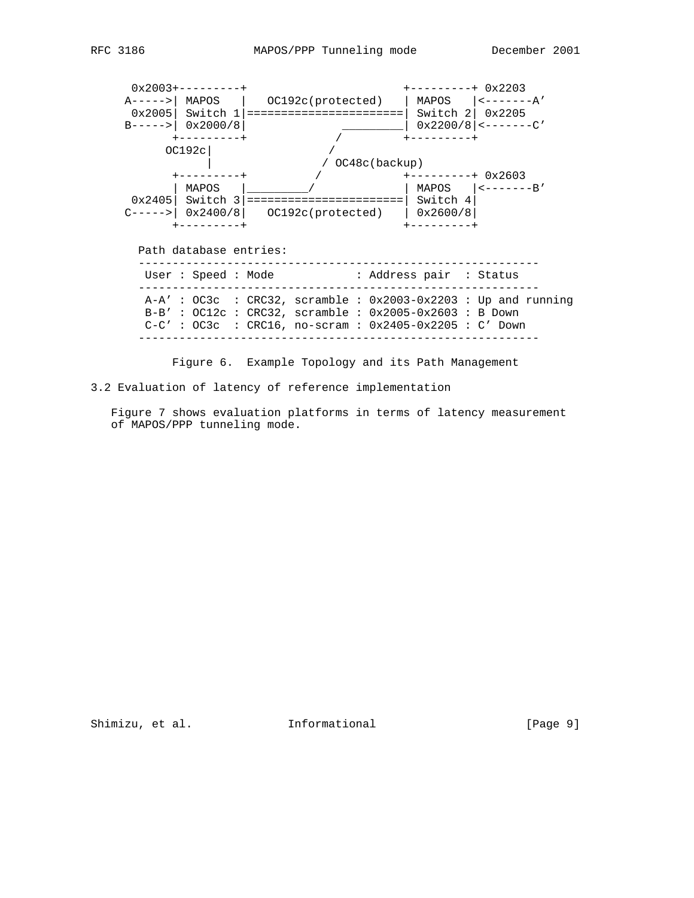```
      0x2003+---------+                       +---------+ 0x2203
     A----->| MAPOS   |   OC192c(protected)   | MAPOS   |<-------A'
      0x2005| Switch 1|=======================| Switch 2| 0x2205
     B----->| 0x2000/8|             _________| 0x2200/8|<-------C'
            +---------+            /          +---------+
           OC192c|                /
                 |               / OC48c(backup)
            +---------+         /             +---------+ 0x2603
            | MAPOS   |________/              | MAPOS   |<-------B'
      0x2405| Switch 3|=======================| Switch 4|
     C----->| 0x2400/8|   OC192c(protected)   | 0x2600/8|
            +---------+                       +---------+

       Path database entries:
       -----------------------------------------------------------
        User : Speed : Mode            : Address pair  : Status
       -----------------------------------------------------------
        A-A' : OC3c  : CRC32, scramble : 0x2003-0x2203 : Up and running
        B-B' : OC12c : CRC32, scramble : 0x2005-0x2603 : B Down
        C-C' : OC3c  : CRC16, no-scram : 0x2405-0x2205 : C' Down
       -----------------------------------------------------------
```

Figure 6. Example Topology and its Path Management

## 3.2 Evaluation of latency of reference implementation

Figure 7 shows evaluation platforms in terms of latency measurement of MAPOS/PPP tunneling mode.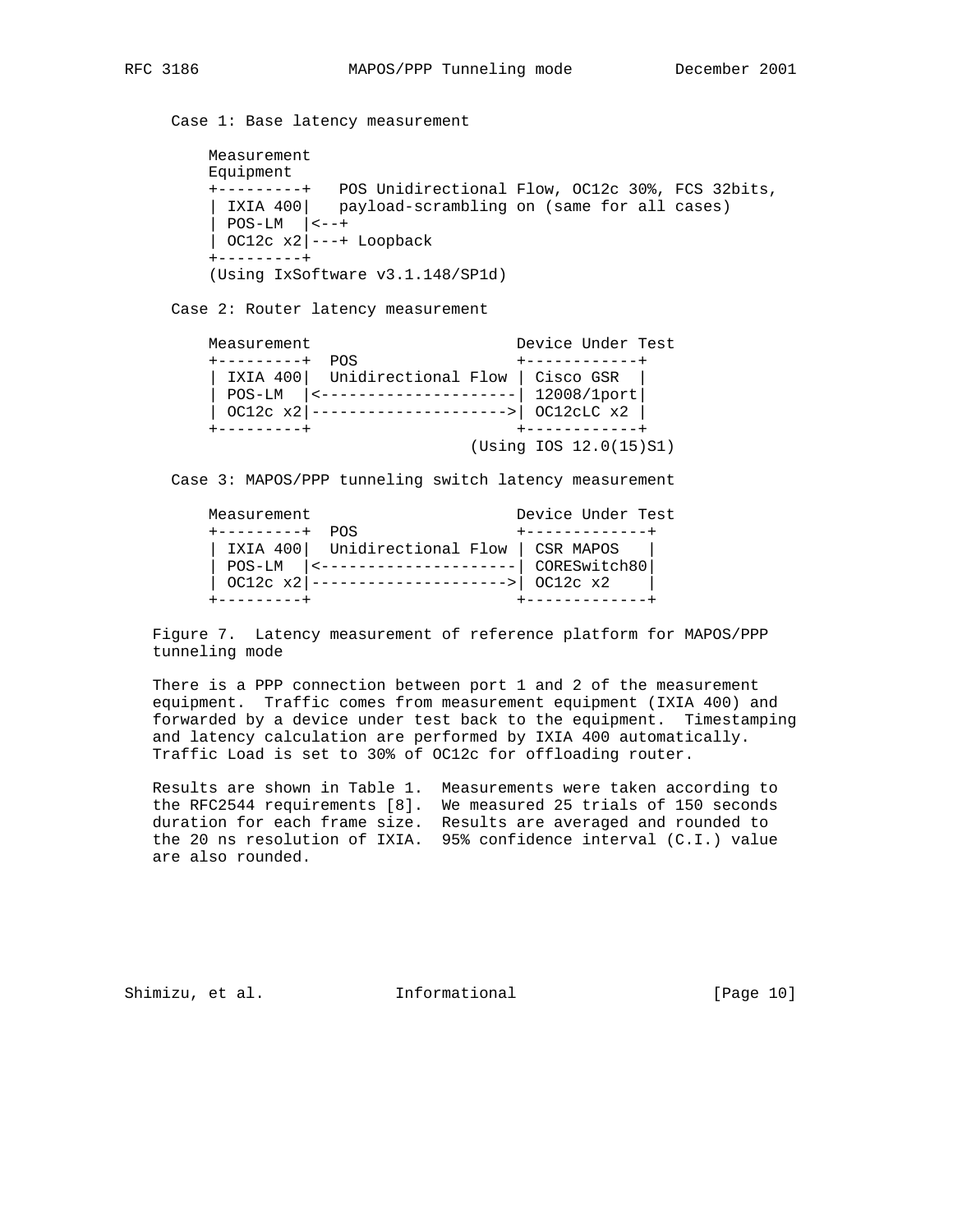Case 1: Base latency measurement

```
    Measurement
    Equipment
    +---------+   POS Unidirectional Flow, OC12c 30%, FCS 32bits,
    | IXIA 400|   payload-scrambling on (same for all cases)
    | POS-LM  |<--+
    | OC12c x2|---+ Loopback
    +---------+
    (Using IxSoftware v3.1.148/SP1d)
```

Case 2: Router latency measurement

```
    Measurement                      Device Under Test
    +---------+  POS                 +------------+
    | IXIA 400|  Unidirectional Flow | Cisco GSR  |
    | POS-LM  |<---------------------| 12008/1port|
    | OC12c x2|--------------------->| OC12cLC x2 |
    +---------+                      +------------+
                                  (Using IOS 12.0(15)S1)
```

Case 3: MAPOS/PPP tunneling switch latency measurement

```
    Measurement                      Device Under Test
    +---------+  POS                 +-------------+
    | IXIA 400|  Unidirectional Flow | CSR MAPOS   |
    | POS-LM  |<---------------------| CORESwitch80|
    | OC12c x2|--------------------->| OC12c x2    |
    +---------+                      +-------------+
```

Figure 7. Latency measurement of reference platform for MAPOS/PPP tunneling mode

There is a PPP connection between port 1 and 2 of the measurement equipment. Traffic comes from measurement equipment (IXIA 400) and forwarded by a device under test back to the equipment. Timestamping and latency calculation are performed by IXIA 400 automatically. Traffic Load is set to 30% of OC12c for offloading router.

Results are shown in Table 1. Measurements were taken according to the RFC2544 requirements [8]. We measured 25 trials of 150 seconds duration for each frame size. Results are averaged and rounded to the 20 ns resolution of IXIA. 95% confidence interval (C.I.) value are also rounded.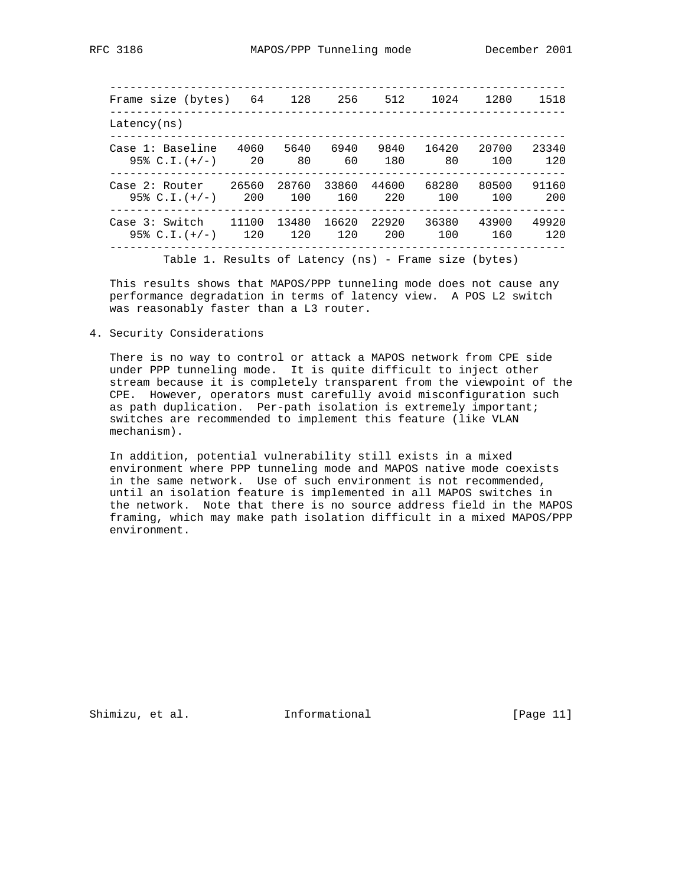| Frame size (bytes) | 64 | 128 | 256 | 512 | 1024 | 1280 | 1518 |
|---|---|---|---|---|---|---|---|
| Latency(ns) | | | | | | | |
| Case 1: Baseline | 4060 | 5640 | 6940 | 9840 | 16420 | 20700 | 23340 |
| 95% C.I.(+/-) | 20 | 80 | 60 | 180 | 80 | 100 | 120 |
| Case 2: Router | 26560 | 28760 | 33860 | 44600 | 68280 | 80500 | 91160 |
| 95% C.I.(+/-) | 200 | 100 | 160 | 220 | 100 | 100 | 200 |
| Case 3: Switch | 11100 | 13480 | 16620 | 22920 | 36380 | 43900 | 49920 |
| 95% C.I.(+/-) | 120 | 120 | 120 | 200 | 100 | 160 | 120 |

Table 1. Results of Latency (ns) - Frame size (bytes)

This results shows that MAPOS/PPP tunneling mode does not cause any performance degradation in terms of latency view. A POS L2 switch was reasonably faster than a L3 router.

## 4. Security Considerations

There is no way to control or attack a MAPOS network from CPE side under PPP tunneling mode. It is quite difficult to inject other stream because it is completely transparent from the viewpoint of the CPE. However, operators must carefully avoid misconfiguration such as path duplication. Per-path isolation is extremely important; switches are recommended to implement this feature (like VLAN mechanism).

In addition, potential vulnerability still exists in a mixed environment where PPP tunneling mode and MAPOS native mode coexists in the same network. Use of such environment is not recommended, until an isolation feature is implemented in all MAPOS switches in the network. Note that there is no source address field in the MAPOS framing, which may make path isolation difficult in a mixed MAPOS/PPP environment.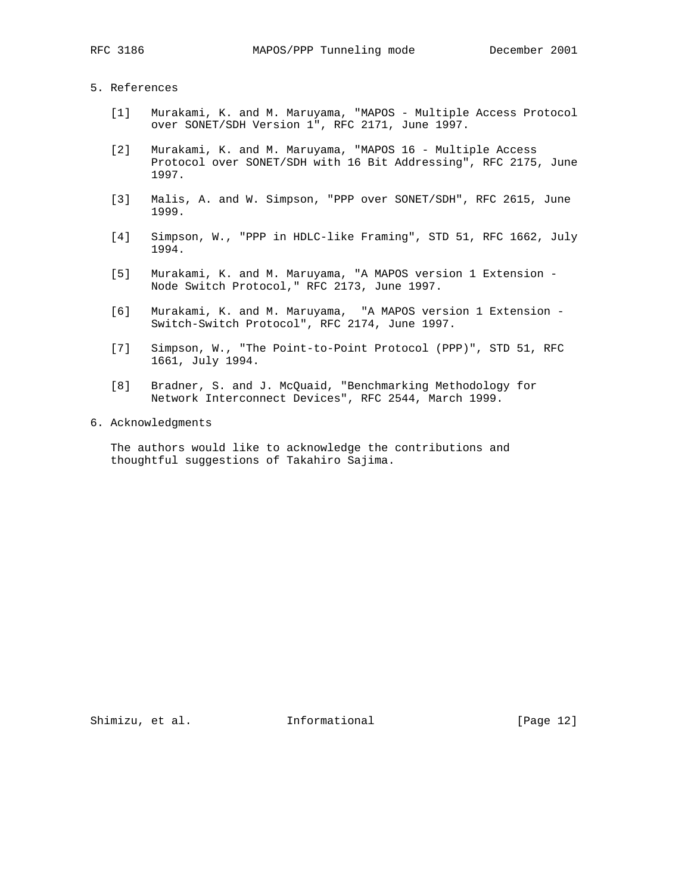## 5. References

[1] Murakami, K. and M. Maruyama, "MAPOS - Multiple Access Protocol over SONET/SDH Version 1", RFC 2171, June 1997.

[2] Murakami, K. and M. Maruyama, "MAPOS 16 - Multiple Access Protocol over SONET/SDH with 16 Bit Addressing", RFC 2175, June 1997.

[3] Malis, A. and W. Simpson, "PPP over SONET/SDH", RFC 2615, June 1999.

[4] Simpson, W., "PPP in HDLC-like Framing", STD 51, RFC 1662, July 1994.

[5] Murakami, K. and M. Maruyama, "A MAPOS version 1 Extension - Node Switch Protocol," RFC 2173, June 1997.

[6] Murakami, K. and M. Maruyama, "A MAPOS version 1 Extension - Switch-Switch Protocol", RFC 2174, June 1997.

[7] Simpson, W., "The Point-to-Point Protocol (PPP)", STD 51, RFC 1661, July 1994.

[8] Bradner, S. and J. McQuaid, "Benchmarking Methodology for Network Interconnect Devices", RFC 2544, March 1999.

## 6. Acknowledgments

The authors would like to acknowledge the contributions and thoughtful suggestions of Takahiro Sajima.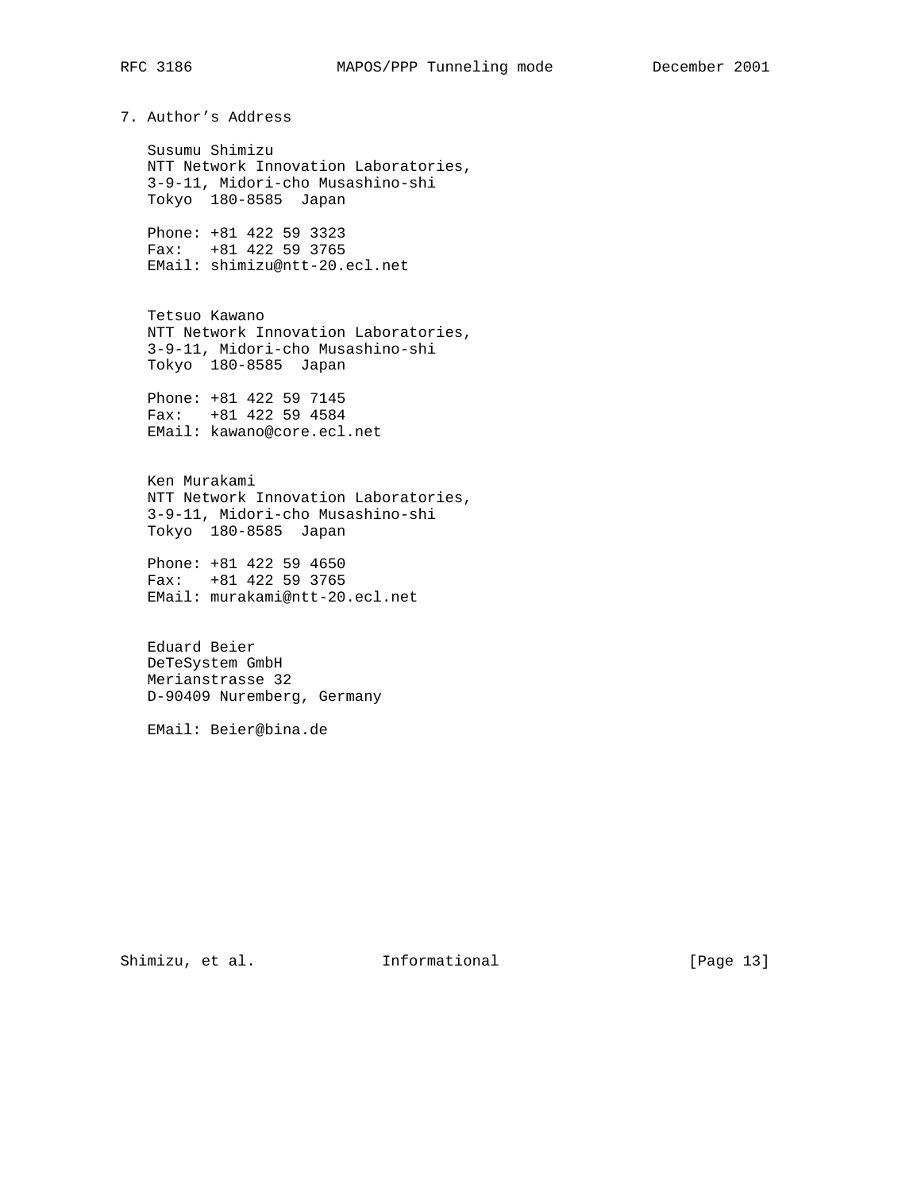## 7. Author's Address

Susumu Shimizu
NTT Network Innovation Laboratories,
3-9-11, Midori-cho Musashino-shi
Tokyo 180-8585 Japan

Phone: +81 422 59 3323
Fax: +81 422 59 3765
EMail: shimizu@ntt-20.ecl.net

Tetsuo Kawano
NTT Network Innovation Laboratories,
3-9-11, Midori-cho Musashino-shi
Tokyo 180-8585 Japan

Phone: +81 422 59 7145
Fax: +81 422 59 4584
EMail: kawano@core.ecl.net

Ken Murakami
NTT Network Innovation Laboratories,
3-9-11, Midori-cho Musashino-shi
Tokyo 180-8585 Japan

Phone: +81 422 59 4650
Fax: +81 422 59 3765
EMail: murakami@ntt-20.ecl.net

Eduard Beier
DeTeSystem GmbH
Merianstrasse 32
D-90409 Nuremberg, Germany

EMail: Beier@bina.de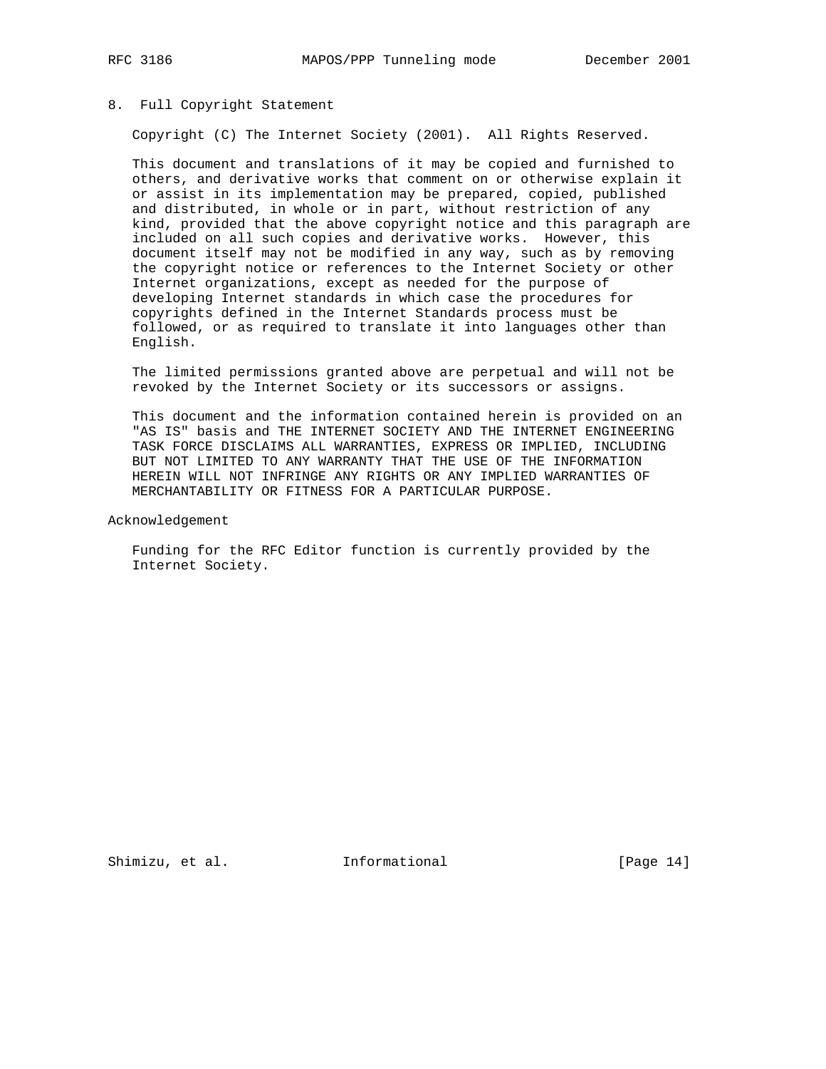## 8. Full Copyright Statement

Copyright (C) The Internet Society (2001). All Rights Reserved.

This document and translations of it may be copied and furnished to others, and derivative works that comment on or otherwise explain it or assist in its implementation may be prepared, copied, published and distributed, in whole or in part, without restriction of any kind, provided that the above copyright notice and this paragraph are included on all such copies and derivative works. However, this document itself may not be modified in any way, such as by removing the copyright notice or references to the Internet Society or other Internet organizations, except as needed for the purpose of developing Internet standards in which case the procedures for copyrights defined in the Internet Standards process must be followed, or as required to translate it into languages other than English.

The limited permissions granted above are perpetual and will not be revoked by the Internet Society or its successors or assigns.

This document and the information contained herein is provided on an "AS IS" basis and THE INTERNET SOCIETY AND THE INTERNET ENGINEERING TASK FORCE DISCLAIMS ALL WARRANTIES, EXPRESS OR IMPLIED, INCLUDING BUT NOT LIMITED TO ANY WARRANTY THAT THE USE OF THE INFORMATION HEREIN WILL NOT INFRINGE ANY RIGHTS OR ANY IMPLIED WARRANTIES OF MERCHANTABILITY OR FITNESS FOR A PARTICULAR PURPOSE.

## Acknowledgement

Funding for the RFC Editor function is currently provided by the Internet Society.